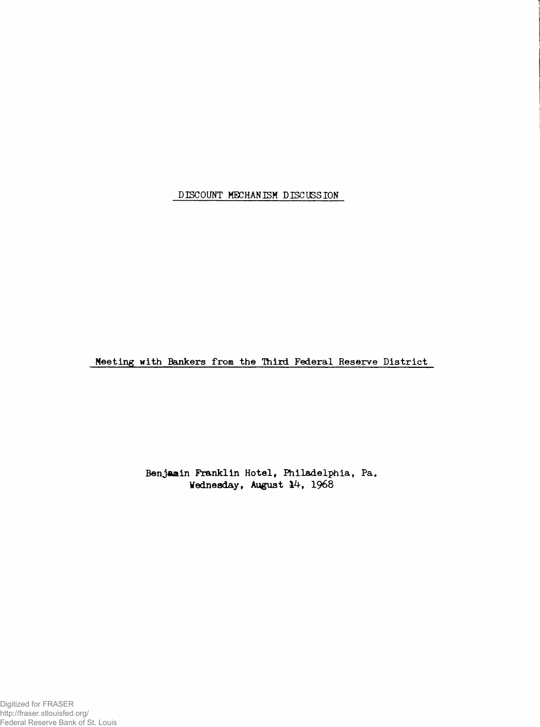# DISCOUNT MECHANISM DISCUSSION

## Meeting with Bankers from the Third Federal Reserve District

Benjamin Franklin Hotel, Philadelphia, Pa.
Wednesday, August 14, 1968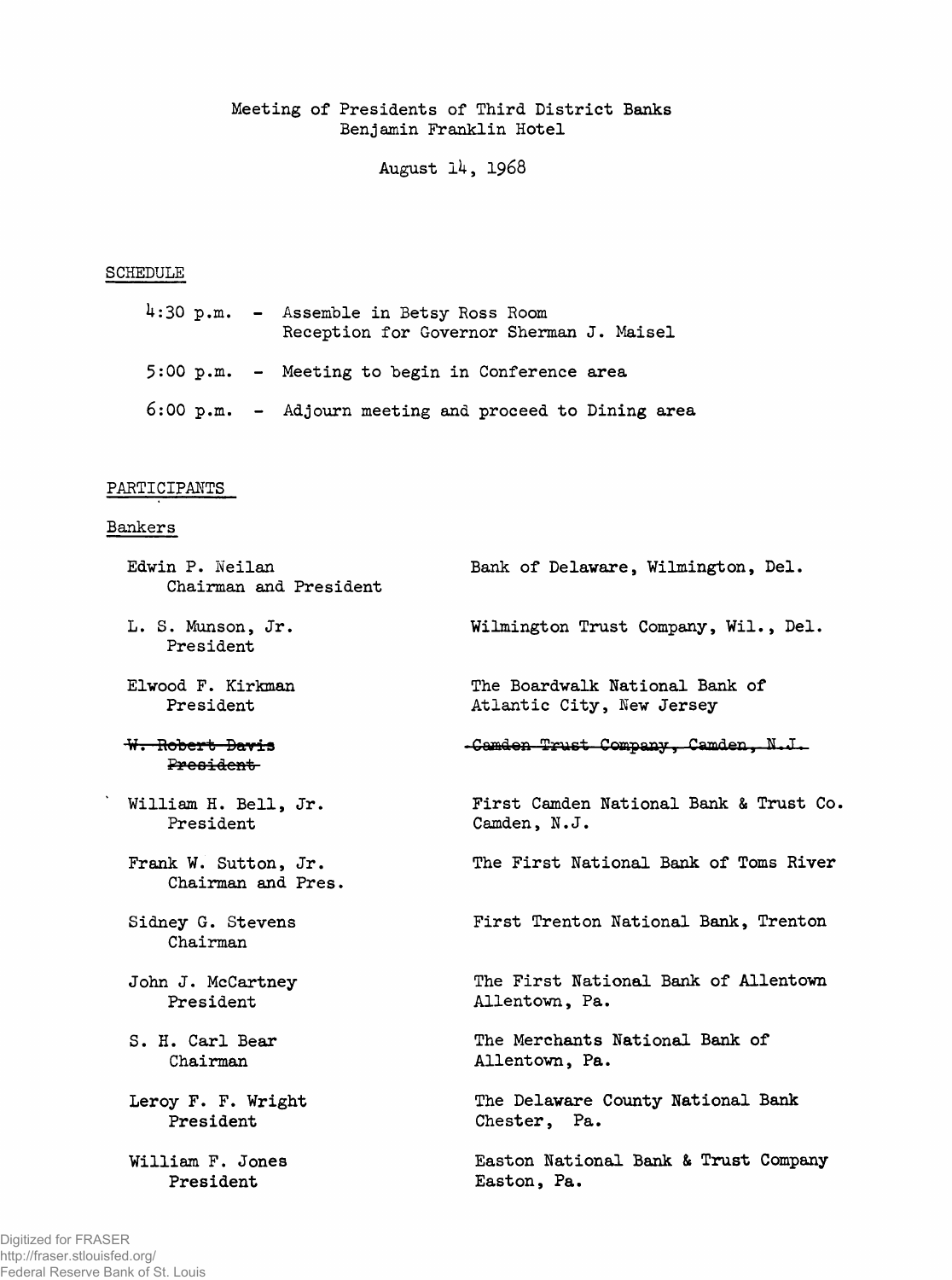Meeting of Presidents of Third District Banks
Benjamin Franklin Hotel

August 14, 1968

## SCHEDULE

4:30 p.m. - Assemble in Betsy Ross Room
Reception for Governor Sherman J. Maisel

5:00 p.m. - Meeting to begin in Conference area

6:00 p.m. - Adjourn meeting and proceed to Dining area

## PARTICIPANTS

### Bankers

| | |
|---|---|
| Edwin P. Neilan<br>Chairman and President | Bank of Delaware, Wilmington, Del. |
| L. S. Munson, Jr.<br>President | Wilmington Trust Company, Wil., Del. |
| Elwood F. Kirkman<br>President | The Boardwalk National Bank of Atlantic City, New Jersey |
| ~~W. Robert Davis~~<br>~~President~~ | ~~Camden Trust Company, Camden, N.J.~~ |
| William H. Bell, Jr.<br>President | First Camden National Bank & Trust Co. Camden, N.J. |
| Frank W. Sutton, Jr.<br>Chairman and Pres. | The First National Bank of Toms River |
| Sidney G. Stevens<br>Chairman | First Trenton National Bank, Trenton |
| John J. McCartney<br>President | The First National Bank of Allentown Allentown, Pa. |
| S. H. Carl Bear<br>Chairman | The Merchants National Bank of Allentown, Pa. |
| Leroy F. F. Wright<br>President | The Delaware County National Bank Chester, Pa. |
| William F. Jones<br>President | Easton National Bank & Trust Company Easton, Pa. |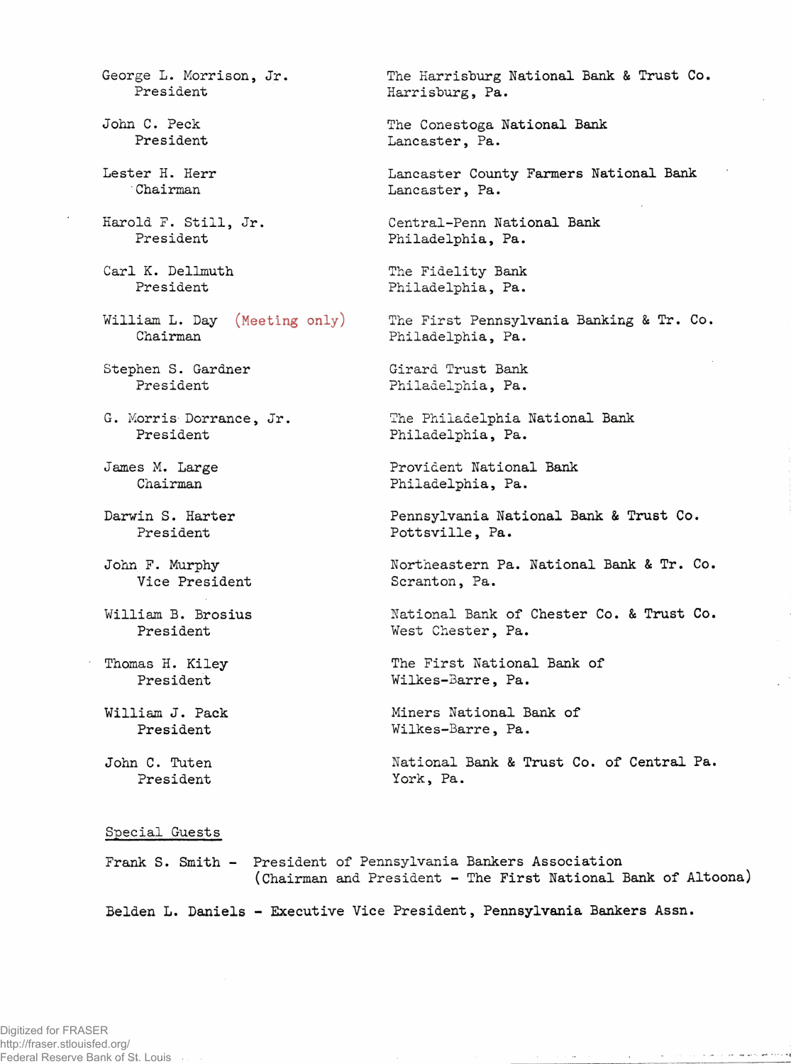| | |
|---|---|
| George L. Morrison, Jr.<br>President | The Harrisburg National Bank & Trust Co.<br>Harrisburg, Pa. |
| John C. Peck<br>President | The Conestoga National Bank<br>Lancaster, Pa. |
| Lester H. Herr<br>Chairman | Lancaster County Farmers National Bank<br>Lancaster, Pa. |
| Harold F. Still, Jr.<br>President | Central-Penn National Bank<br>Philadelphia, Pa. |
| Carl K. Dellmuth<br>President | The Fidelity Bank<br>Philadelphia, Pa. |
| William L. Day (Meeting only)<br>Chairman | The First Pennsylvania Banking & Tr. Co.<br>Philadelphia, Pa. |
| Stephen S. Gardner<br>President | Girard Trust Bank<br>Philadelphia, Pa. |
| G. Morris Dorrance, Jr.<br>President | The Philadelphia National Bank<br>Philadelphia, Pa. |
| James M. Large<br>Chairman | Provident National Bank<br>Philadelphia, Pa. |
| Darwin S. Harter<br>President | Pennsylvania National Bank & Trust Co.<br>Pottsville, Pa. |
| John F. Murphy<br>Vice President | Northeastern Pa. National Bank & Tr. Co.<br>Scranton, Pa. |
| William B. Brosius<br>President | National Bank of Chester Co. & Trust Co.<br>West Chester, Pa. |
| Thomas H. Kiley<br>President | The First National Bank of<br>Wilkes-Barre, Pa. |
| William J. Pack<br>President | Miners National Bank of<br>Wilkes-Barre, Pa. |
| John C. Tuten<br>President | National Bank & Trust Co. of Central Pa.<br>York, Pa. |

Special Guests

Frank S. Smith - President of Pennsylvania Bankers Association
(Chairman and President - The First National Bank of Altoona)

Belden L. Daniels - Executive Vice President, Pennsylvania Bankers Assn.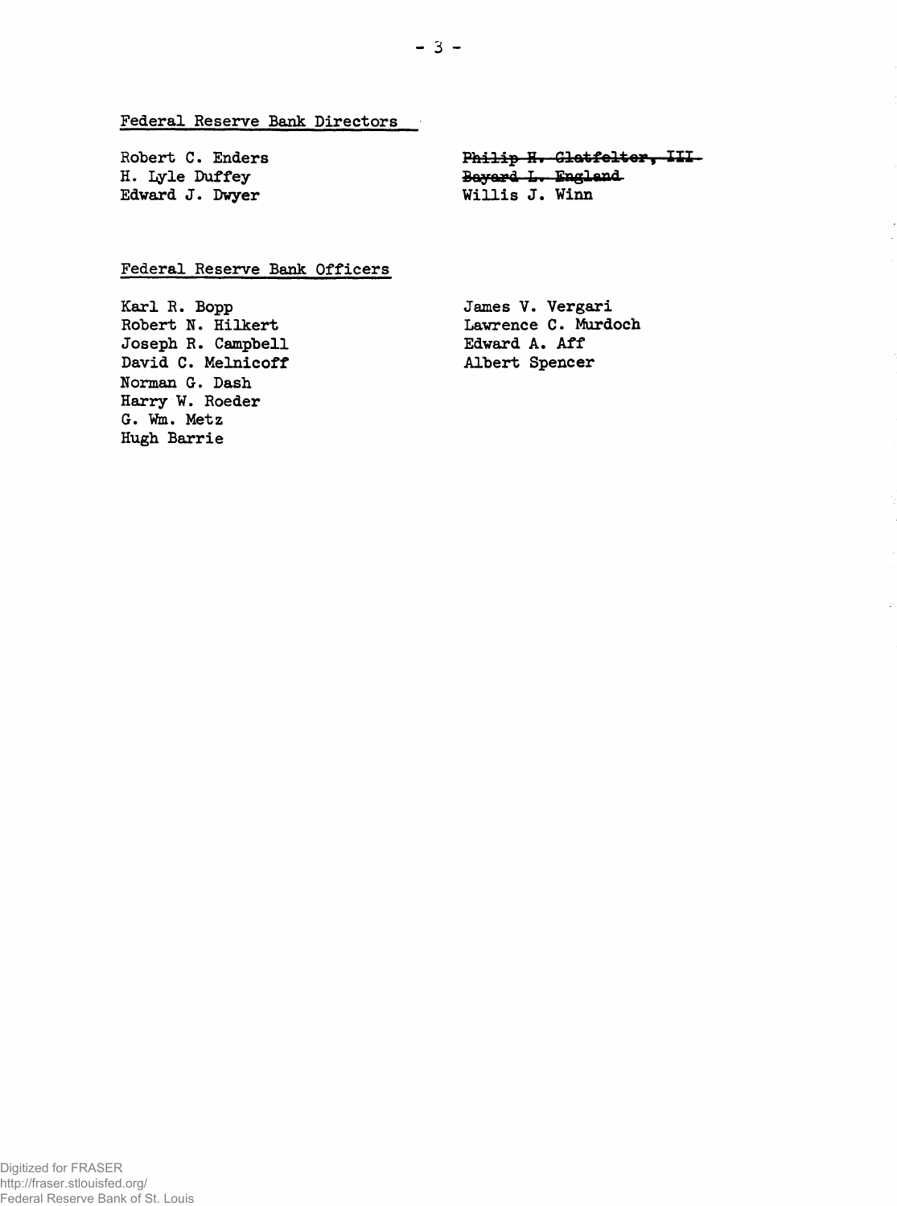Federal Reserve Bank Directors

Robert C. Enders
H. Lyle Duffey
Edward J. Dwyer
~~Philip H. Glatfelter, III~~
~~Bayard L. England~~
Willis J. Winn

Federal Reserve Bank Officers

Karl R. Bopp
Robert N. Hilkert
Joseph R. Campbell
David C. Melnicoff
Norman G. Dash
Harry W. Roeder
G. Wm. Metz
Hugh Barrie
James V. Vergari
Lawrence C. Murdoch
Edward A. Aff
Albert Spencer